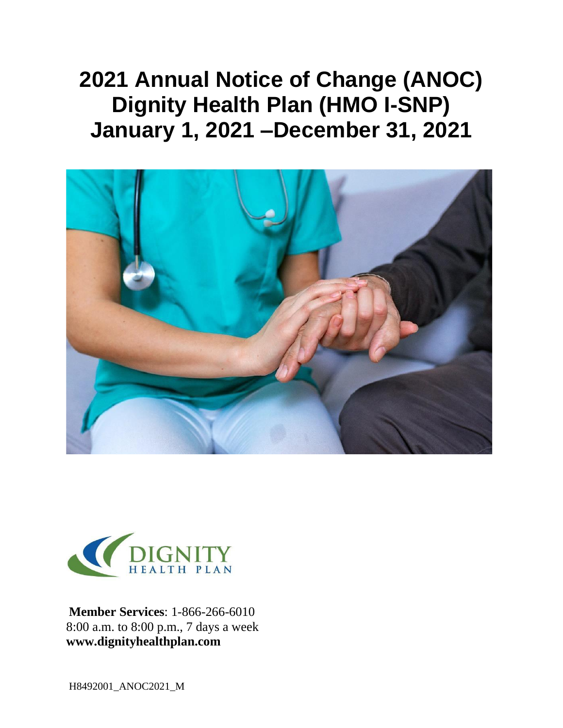# 2021 Annual Notice of Change (ANOC)
# Dignity Health Plan (HMO I-SNP)
# January 1, 2021 –December 31, 2021

DIGNITY
HEALTH PLAN

**Member Services**: 1-866-266-6010
8:00 a.m. to 8:00 p.m., 7 days a week
**www.dignityhealthplan.com**

H8492001_ANOC2021_M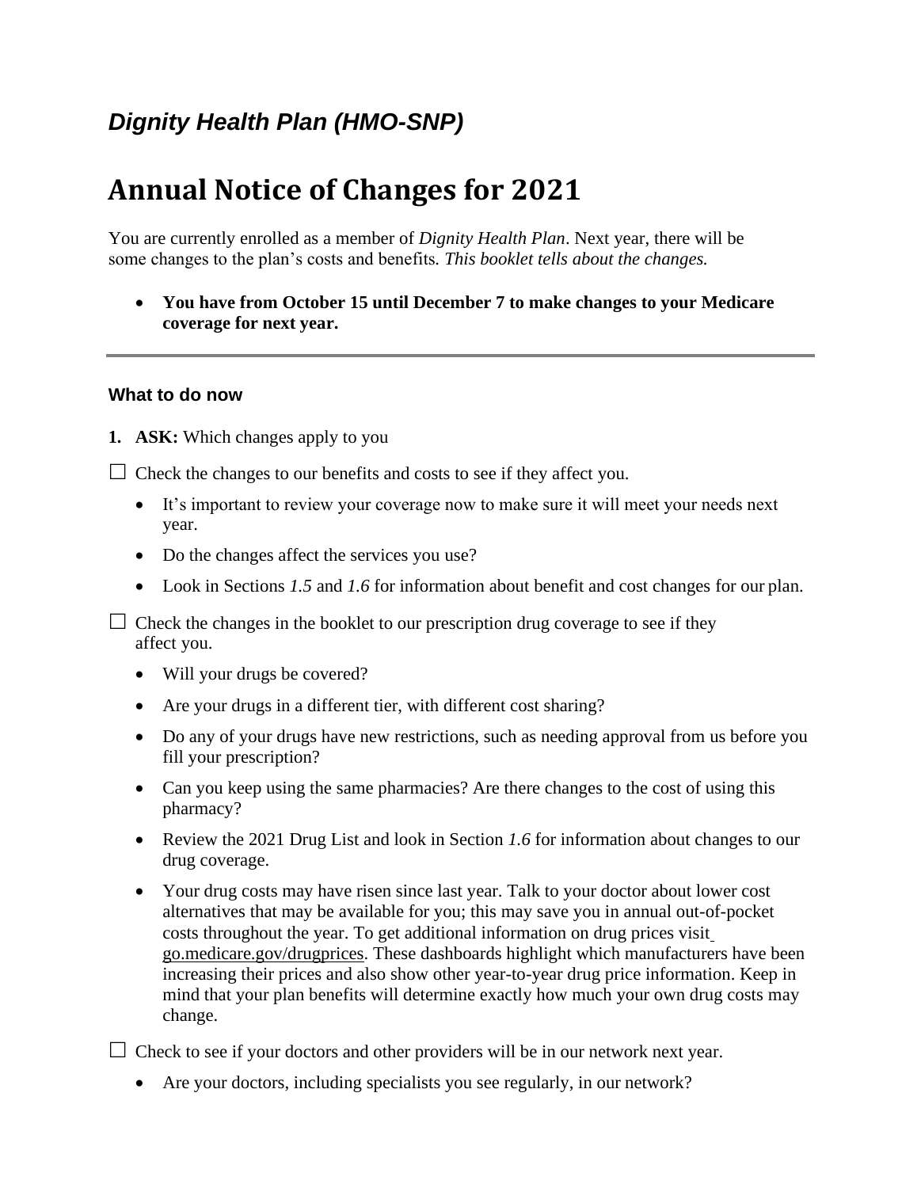## *Dignity Health Plan (HMO-SNP)*

# Annual Notice of Changes for 2021

You are currently enrolled as a member of *Dignity Health Plan*. Next year, there will be some changes to the plan's costs and benefits. *This booklet tells about the changes.*

- **You have from October 15 until December 7 to make changes to your Medicare coverage for next year.**

---

### What to do now

1. **ASK:** Which changes apply to you

☐ Check the changes to our benefits and costs to see if they affect you.

- It's important to review your coverage now to make sure it will meet your needs next year.
- Do the changes affect the services you use?
- Look in Sections *1.5* and *1.6* for information about benefit and cost changes for our plan.

☐ Check the changes in the booklet to our prescription drug coverage to see if they affect you.

- Will your drugs be covered?
- Are your drugs in a different tier, with different cost sharing?
- Do any of your drugs have new restrictions, such as needing approval from us before you fill your prescription?
- Can you keep using the same pharmacies? Are there changes to the cost of using this pharmacy?
- Review the 2021 Drug List and look in Section *1.6* for information about changes to our drug coverage.
- Your drug costs may have risen since last year. Talk to your doctor about lower cost alternatives that may be available for you; this may save you in annual out-of-pocket costs throughout the year. To get additional information on drug prices visit go.medicare.gov/drugprices. These dashboards highlight which manufacturers have been increasing their prices and also show other year-to-year drug price information. Keep in mind that your plan benefits will determine exactly how much your own drug costs may change.

☐ Check to see if your doctors and other providers will be in our network next year.

- Are your doctors, including specialists you see regularly, in our network?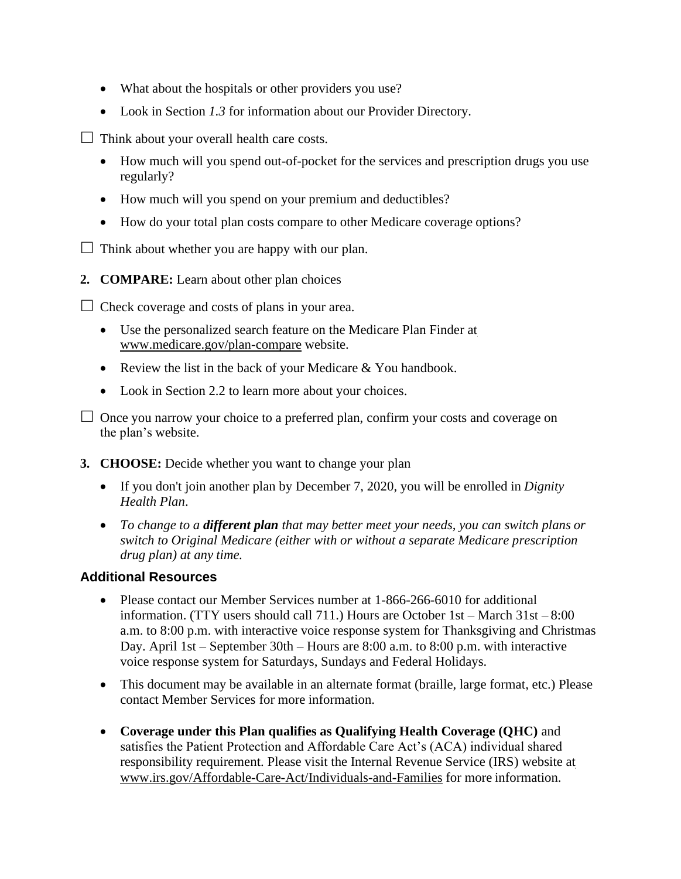- What about the hospitals or other providers you use?
- Look in Section *1.3* for information about our Provider Directory.

☐ Think about your overall health care costs.

- How much will you spend out-of-pocket for the services and prescription drugs you use regularly?
- How much will you spend on your premium and deductibles?
- How do your total plan costs compare to other Medicare coverage options?

☐ Think about whether you are happy with our plan.

**2. COMPARE:** Learn about other plan choices

☐ Check coverage and costs of plans in your area.

- Use the personalized search feature on the Medicare Plan Finder at www.medicare.gov/plan-compare website.
- Review the list in the back of your Medicare & You handbook.
- Look in Section 2.2 to learn more about your choices.

☐ Once you narrow your choice to a preferred plan, confirm your costs and coverage on the plan's website.

**3. CHOOSE:** Decide whether you want to change your plan

- If you don't join another plan by December 7, 2020, you will be enrolled in *Dignity Health Plan*.
- *To change to a **different plan** that may better meet your needs, you can switch plans or switch to Original Medicare (either with or without a separate Medicare prescription drug plan) at any time.*

## Additional Resources

- Please contact our Member Services number at 1-866-266-6010 for additional information. (TTY users should call 711.) Hours are October 1st – March 31st – 8:00 a.m. to 8:00 p.m. with interactive voice response system for Thanksgiving and Christmas Day. April 1st – September 30th – Hours are 8:00 a.m. to 8:00 p.m. with interactive voice response system for Saturdays, Sundays and Federal Holidays.
- This document may be available in an alternate format (braille, large format, etc.) Please contact Member Services for more information.
- **Coverage under this Plan qualifies as Qualifying Health Coverage (QHC)** and satisfies the Patient Protection and Affordable Care Act's (ACA) individual shared responsibility requirement. Please visit the Internal Revenue Service (IRS) website at www.irs.gov/Affordable-Care-Act/Individuals-and-Families for more information.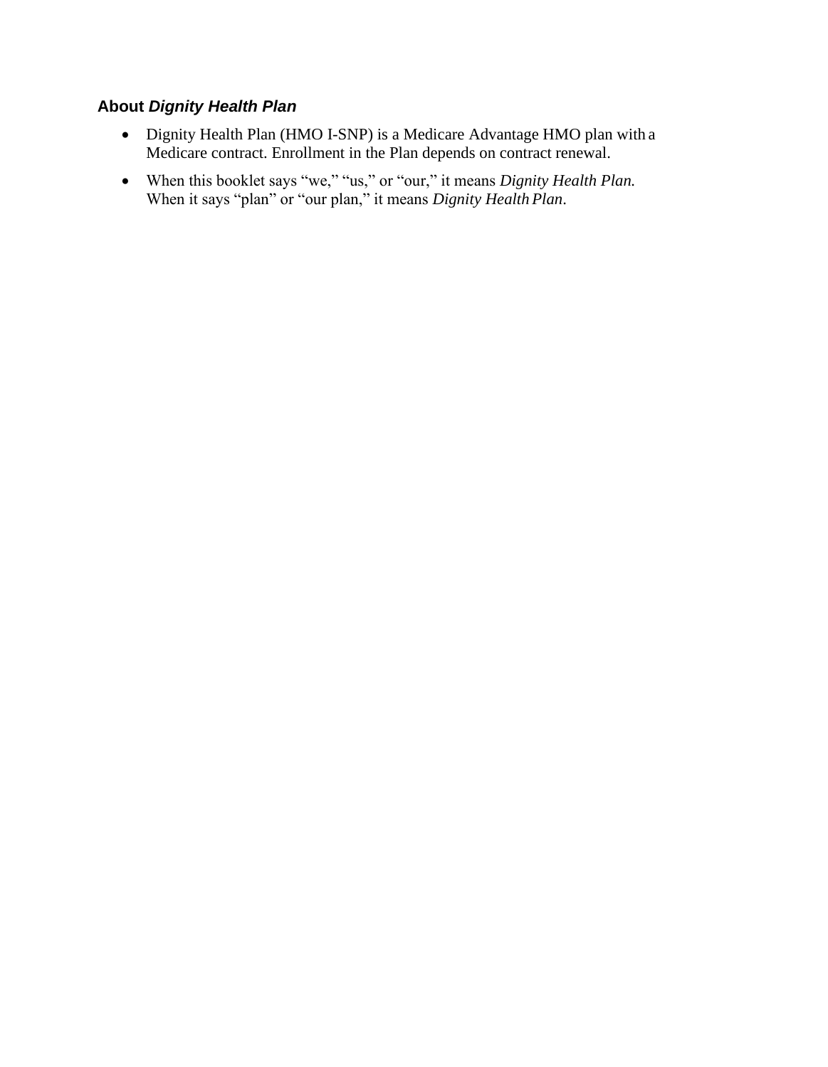## About *Dignity Health Plan*

- Dignity Health Plan (HMO I-SNP) is a Medicare Advantage HMO plan with a Medicare contract. Enrollment in the Plan depends on contract renewal.
- When this booklet says "we," "us," or "our," it means *Dignity Health Plan.* When it says "plan" or "our plan," it means *Dignity Health Plan*.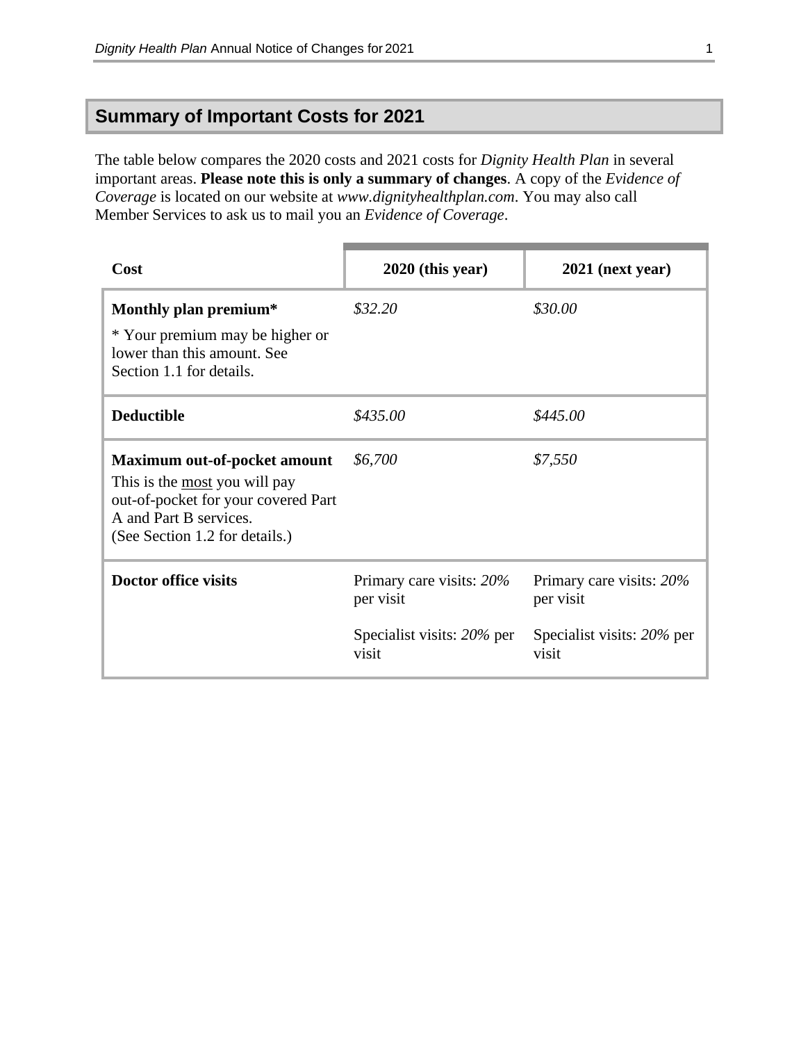## Summary of Important Costs for 2021

The table below compares the 2020 costs and 2021 costs for *Dignity Health Plan* in several important areas. **Please note this is only a summary of changes**. A copy of the *Evidence of Coverage* is located on our website at *www.dignityhealthplan.com*. You may also call Member Services to ask us to mail you an *Evidence of Coverage*.

| Cost | 2020 (this year) | 2021 (next year) |
|---|---|---|
| **Monthly plan premium*** <br> * Your premium may be higher or lower than this amount. See Section 1.1 for details. | *$32.20* | *$30.00* |
| **Deductible** | *$435.00* | *$445.00* |
| **Maximum out-of-pocket amount** <br> This is the most you will pay out-of-pocket for your covered Part A and Part B services. (See Section 1.2 for details.) | *$6,700* | *$7,550* |
| **Doctor office visits** | Primary care visits: *20%* per visit <br> Specialist visits: *20%* per visit | Primary care visits: *20%* per visit <br> Specialist visits: *20%* per visit |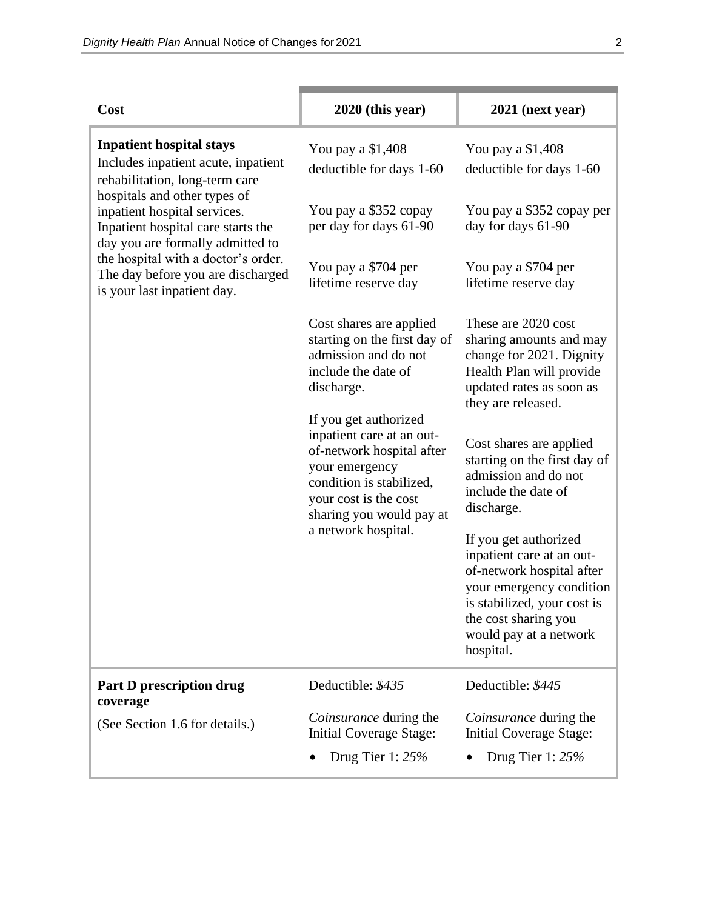| Cost | 2020 (this year) | 2021 (next year) |
|---|---|---|
| **Inpatient hospital stays**<br>Includes inpatient acute, inpatient rehabilitation, long-term care hospitals and other types of inpatient hospital services. Inpatient hospital care starts the day you are formally admitted to the hospital with a doctor's order. The day before you are discharged is your last inpatient day. | You pay a $1,408 deductible for days 1-60<br><br>You pay a $352 copay per day for days 61-90<br><br>You pay a $704 per lifetime reserve day<br><br>Cost shares are applied starting on the first day of admission and do not include the date of discharge.<br><br>If you get authorized inpatient care at an out-of-network hospital after your emergency condition is stabilized, your cost is the cost sharing you would pay at a network hospital. | You pay a $1,408 deductible for days 1-60<br><br>You pay a $352 copay per day for days 61-90<br><br>You pay a $704 per lifetime reserve day<br><br>These are 2020 cost sharing amounts and may change for 2021. Dignity Health Plan will provide updated rates as soon as they are released.<br><br>Cost shares are applied starting on the first day of admission and do not include the date of discharge.<br><br>If you get authorized inpatient care at an out-of-network hospital after your emergency condition is stabilized, your cost is the cost sharing you would pay at a network hospital. |
| **Part D prescription drug coverage**<br>(See Section 1.6 for details.) | Deductible: *$435*<br><br>*Coinsurance* during the Initial Coverage Stage:<br>• Drug Tier 1: *25%* | Deductible: *$445*<br><br>*Coinsurance* during the Initial Coverage Stage:<br>• Drug Tier 1: *25%* |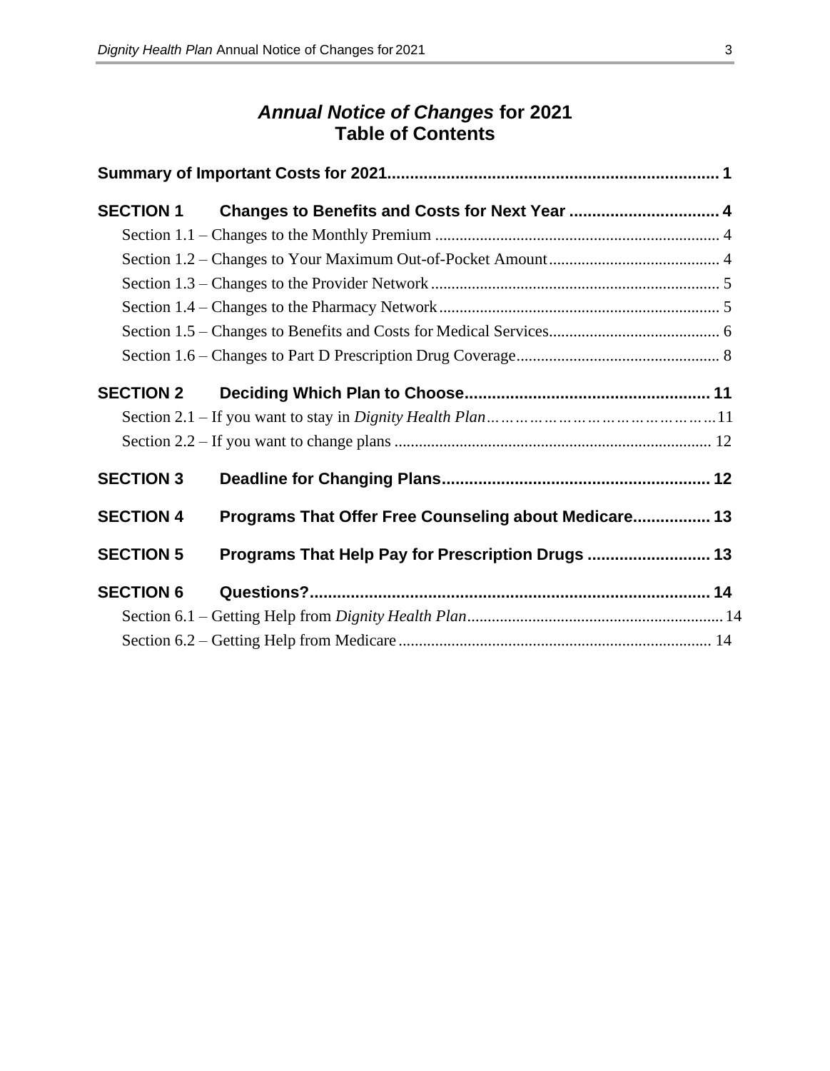# *Annual Notice of Changes* for 2021
# Table of Contents

**Summary of Important Costs for 2021 ........................................................................ 1**

**SECTION 1 Changes to Benefits and Costs for Next Year ................................ 4**

Section 1.1 – Changes to the Monthly Premium ..................................................................... 4

Section 1.2 – Changes to Your Maximum Out-of-Pocket Amount .......................................... 4

Section 1.3 – Changes to the Provider Network ...................................................................... 5

Section 1.4 – Changes to the Pharmacy Network .................................................................... 5

Section 1.5 – Changes to Benefits and Costs for Medical Services .......................................... 6

Section 1.6 – Changes to Part D Prescription Drug Coverage ................................................. 8

**SECTION 2 Deciding Which Plan to Choose ..................................................... 11**

Section 2.1 – If you want to stay in *Dignity Health Plan* ……………………………………… 11

Section 2.2 – If you want to change plans ............................................................................. 12

**SECTION 3 Deadline for Changing Plans .......................................................... 12**

**SECTION 4 Programs That Offer Free Counseling about Medicare ................. 13**

**SECTION 5 Programs That Help Pay for Prescription Drugs ........................... 13**

**SECTION 6 Questions? ........................................................................................ 14**

Section 6.1 – Getting Help from *Dignity Health Plan* .............................................................. 14

Section 6.2 – Getting Help from Medicare ............................................................................ 14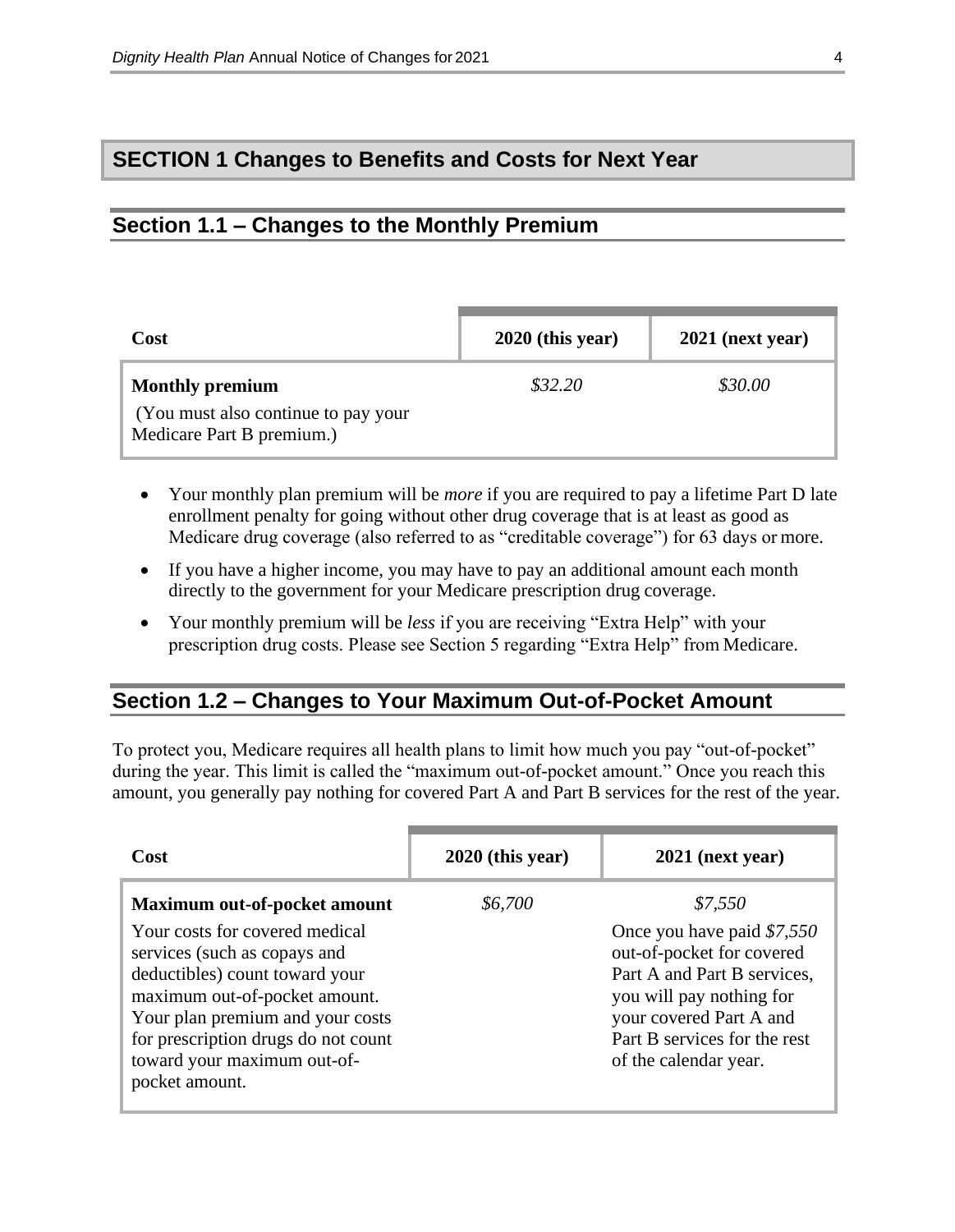## SECTION 1 Changes to Benefits and Costs for Next Year

### Section 1.1 – Changes to the Monthly Premium

| Cost | 2020 (this year) | 2021 (next year) |
|---|---|---|
| **Monthly premium**<br>(You must also continue to pay your Medicare Part B premium.) | *$32.20* | *$30.00* |

- Your monthly plan premium will be *more* if you are required to pay a lifetime Part D late enrollment penalty for going without other drug coverage that is at least as good as Medicare drug coverage (also referred to as "creditable coverage") for 63 days or more.
- If you have a higher income, you may have to pay an additional amount each month directly to the government for your Medicare prescription drug coverage.
- Your monthly premium will be *less* if you are receiving "Extra Help" with your prescription drug costs. Please see Section 5 regarding "Extra Help" from Medicare.

### Section 1.2 – Changes to Your Maximum Out-of-Pocket Amount

To protect you, Medicare requires all health plans to limit how much you pay "out-of-pocket" during the year. This limit is called the "maximum out-of-pocket amount." Once you reach this amount, you generally pay nothing for covered Part A and Part B services for the rest of the year.

| Cost | 2020 (this year) | 2021 (next year) |
|---|---|---|
| **Maximum out-of-pocket amount**<br>Your costs for covered medical services (such as copays and deductibles) count toward your maximum out-of-pocket amount. Your plan premium and your costs for prescription drugs do not count toward your maximum out-of-pocket amount. | *$6,700* | *$7,550*<br>Once you have paid *$7,550* out-of-pocket for covered Part A and Part B services, you will pay nothing for your covered Part A and Part B services for the rest of the calendar year. |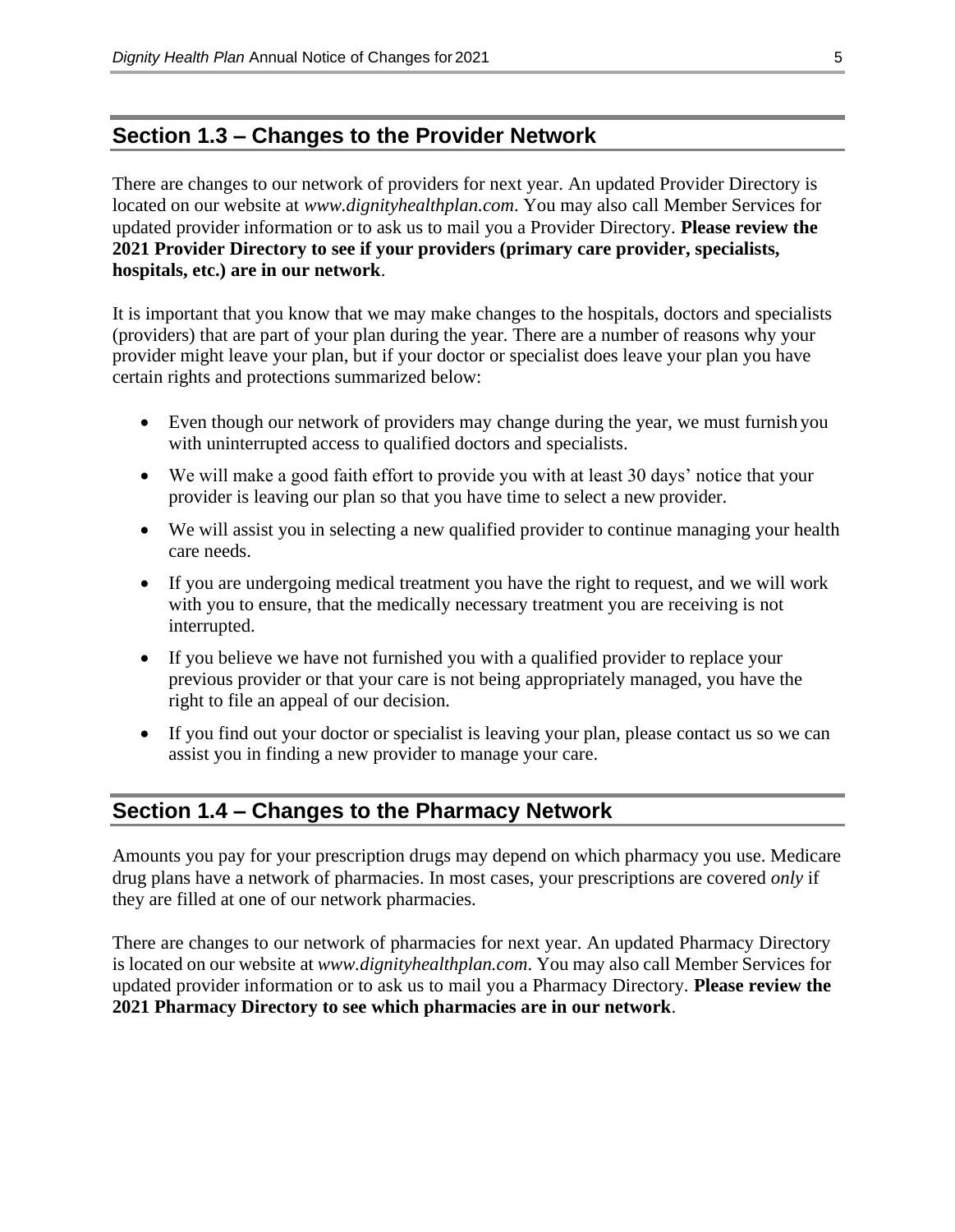## Section 1.3 – Changes to the Provider Network

There are changes to our network of providers for next year. An updated Provider Directory is located on our website at *www.dignityhealthplan.com*. You may also call Member Services for updated provider information or to ask us to mail you a Provider Directory. **Please review the 2021 Provider Directory to see if your providers (primary care provider, specialists, hospitals, etc.) are in our network**.

It is important that you know that we may make changes to the hospitals, doctors and specialists (providers) that are part of your plan during the year. There are a number of reasons why your provider might leave your plan, but if your doctor or specialist does leave your plan you have certain rights and protections summarized below:

- Even though our network of providers may change during the year, we must furnish you with uninterrupted access to qualified doctors and specialists.
- We will make a good faith effort to provide you with at least 30 days' notice that your provider is leaving our plan so that you have time to select a new provider.
- We will assist you in selecting a new qualified provider to continue managing your health care needs.
- If you are undergoing medical treatment you have the right to request, and we will work with you to ensure, that the medically necessary treatment you are receiving is not interrupted.
- If you believe we have not furnished you with a qualified provider to replace your previous provider or that your care is not being appropriately managed, you have the right to file an appeal of our decision.
- If you find out your doctor or specialist is leaving your plan, please contact us so we can assist you in finding a new provider to manage your care.

## Section 1.4 – Changes to the Pharmacy Network

Amounts you pay for your prescription drugs may depend on which pharmacy you use. Medicare drug plans have a network of pharmacies. In most cases, your prescriptions are covered *only* if they are filled at one of our network pharmacies.

There are changes to our network of pharmacies for next year. An updated Pharmacy Directory is located on our website at *www.dignityhealthplan.com*. You may also call Member Services for updated provider information or to ask us to mail you a Pharmacy Directory. **Please review the 2021 Pharmacy Directory to see which pharmacies are in our network**.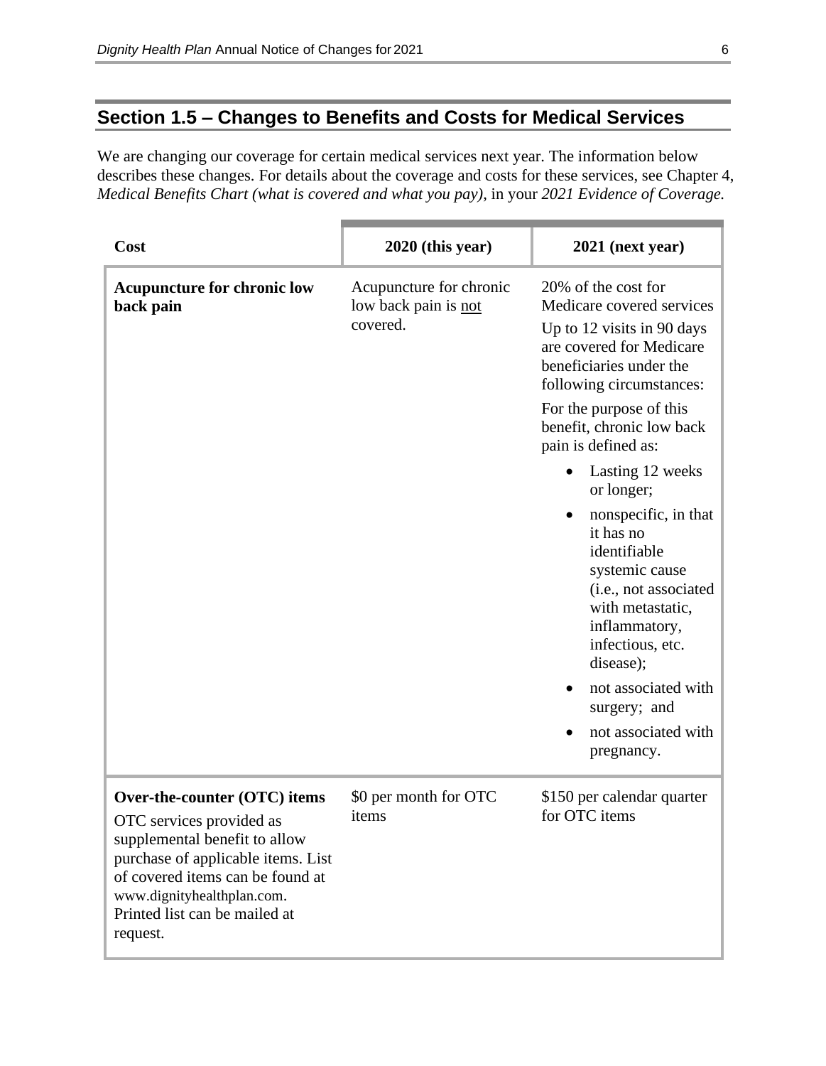## Section 1.5 – Changes to Benefits and Costs for Medical Services

We are changing our coverage for certain medical services next year. The information below describes these changes. For details about the coverage and costs for these services, see Chapter 4, *Medical Benefits Chart (what is covered and what you pay)*, in your *2021 Evidence of Coverage.*

| Cost | 2020 (this year) | 2021 (next year) |
|---|---|---|
| **Acupuncture for chronic low back pain** | Acupuncture for chronic low back pain is not covered. | 20% of the cost for Medicare covered services<br>Up to 12 visits in 90 days are covered for Medicare beneficiaries under the following circumstances:<br>For the purpose of this benefit, chronic low back pain is defined as:<br>• Lasting 12 weeks or longer;<br>• nonspecific, in that it has no identifiable systemic cause (i.e., not associated with metastatic, inflammatory, infectious, etc. disease);<br>• not associated with surgery; and<br>• not associated with pregnancy. |
| **Over-the-counter (OTC) items**<br>OTC services provided as supplemental benefit to allow purchase of applicable items. List of covered items can be found at www.dignityhealthplan.com. Printed list can be mailed at request. | \$0 per month for OTC items | \$150 per calendar quarter for OTC items |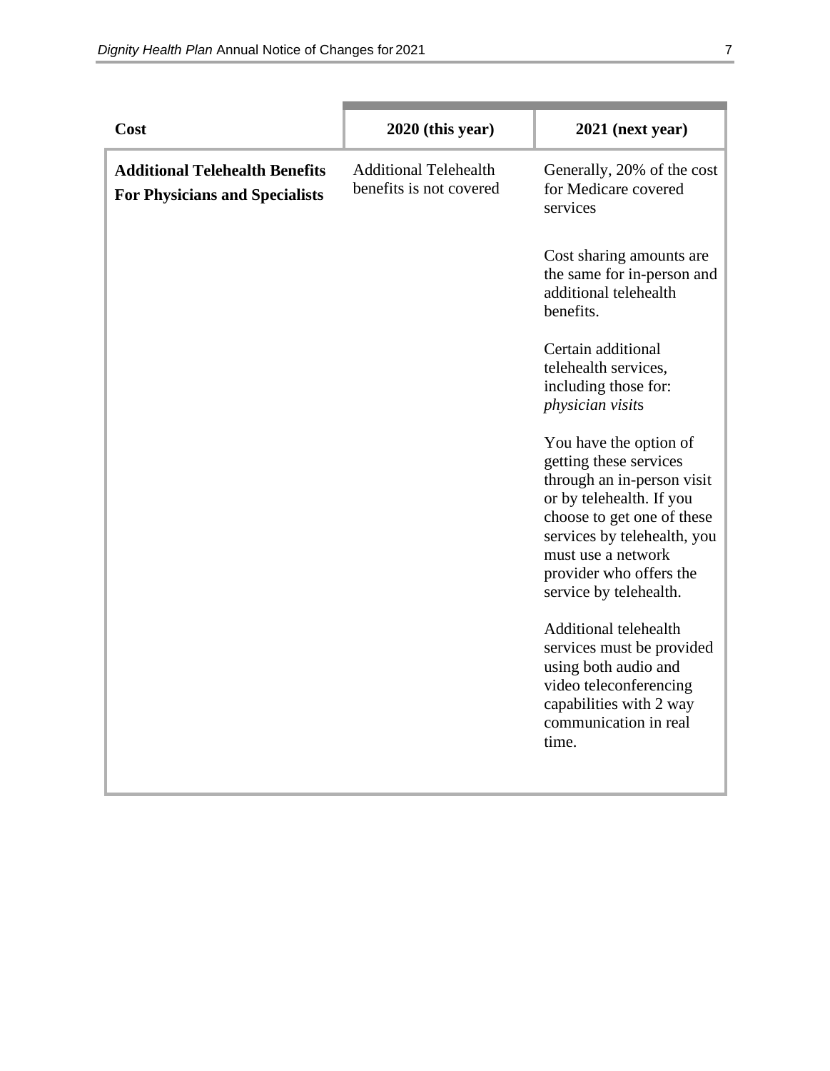| Cost | 2020 (this year) | 2021 (next year) |
|---|---|---|
| **Additional Telehealth Benefits For Physicians and Specialists** | Additional Telehealth benefits is not covered | Generally, 20% of the cost for Medicare covered services<br><br>Cost sharing amounts are the same for in-person and additional telehealth benefits.<br><br>Certain additional telehealth services, including those for: *physician visits*<br><br>You have the option of getting these services through an in-person visit or by telehealth. If you choose to get one of these services by telehealth, you must use a network provider who offers the service by telehealth.<br><br>Additional telehealth services must be provided using both audio and video teleconferencing capabilities with 2 way communication in real time. |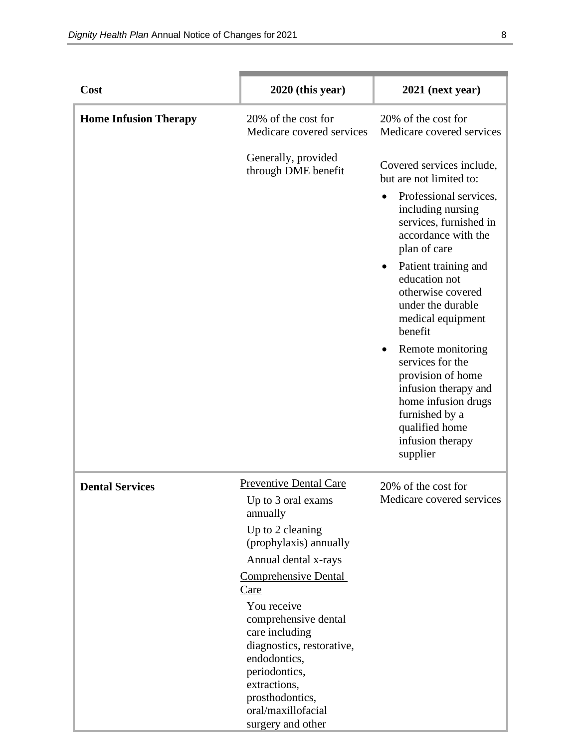| Cost | 2020 (this year) | 2021 (next year) |
|---|---|---|
| **Home Infusion Therapy** | 20% of the cost for Medicare covered services<br><br>Generally, provided through DME benefit | 20% of the cost for Medicare covered services<br><br>Covered services include, but are not limited to:<br>• Professional services, including nursing services, furnished in accordance with the plan of care<br>• Patient training and education not otherwise covered under the durable medical equipment benefit<br>• Remote monitoring services for the provision of home infusion therapy and home infusion drugs furnished by a qualified home infusion therapy supplier |
| **Dental Services** | <u>Preventive Dental Care</u><br>Up to 3 oral exams annually<br>Up to 2 cleaning (prophylaxis) annually<br>Annual dental x-rays<br><u>Comprehensive Dental Care</u><br>You receive comprehensive dental care including diagnostics, restorative, endodontics, periodontics, extractions, prosthodontics, oral/maxillofacial surgery and other | 20% of the cost for Medicare covered services |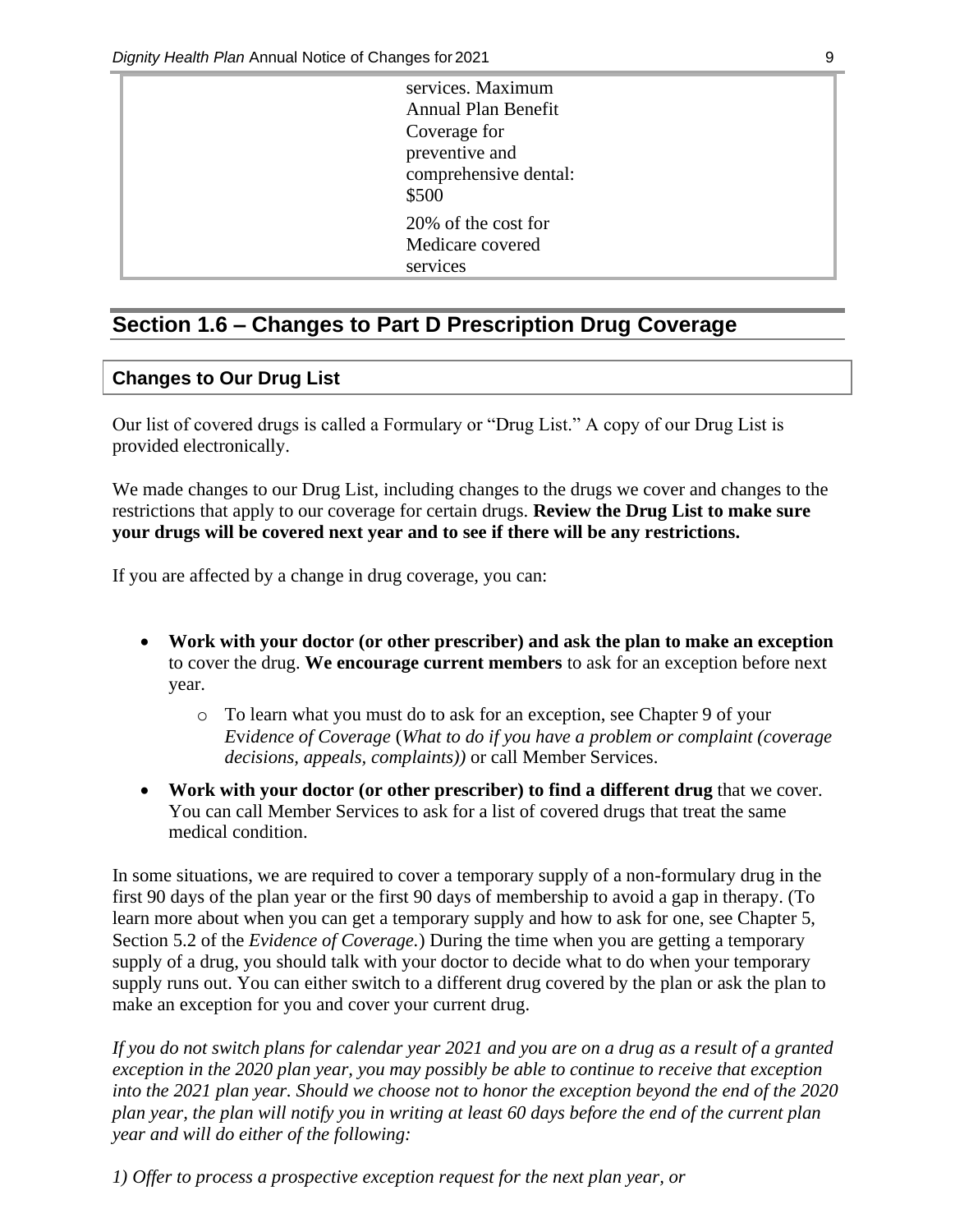| | |
|---|---|
| | services. Maximum Annual Plan Benefit Coverage for preventive and comprehensive dental: $500<br><br>20% of the cost for Medicare covered services |

## Section 1.6 – Changes to Part D Prescription Drug Coverage

### Changes to Our Drug List

Our list of covered drugs is called a Formulary or "Drug List." A copy of our Drug List is provided electronically.

We made changes to our Drug List, including changes to the drugs we cover and changes to the restrictions that apply to our coverage for certain drugs. **Review the Drug List to make sure your drugs will be covered next year and to see if there will be any restrictions.**

If you are affected by a change in drug coverage, you can:

- **Work with your doctor (or other prescriber) and ask the plan to make an exception** to cover the drug. **We encourage current members** to ask for an exception before next year.
  - To learn what you must do to ask for an exception, see Chapter 9 of your *Evidence of Coverage* (*What to do if you have a problem or complaint (coverage decisions, appeals, complaints))* or call Member Services.
- **Work with your doctor (or other prescriber) to find a different drug** that we cover. You can call Member Services to ask for a list of covered drugs that treat the same medical condition.

In some situations, we are required to cover a temporary supply of a non-formulary drug in the first 90 days of the plan year or the first 90 days of membership to avoid a gap in therapy. (To learn more about when you can get a temporary supply and how to ask for one, see Chapter 5, Section 5.2 of the *Evidence of Coverage.*) During the time when you are getting a temporary supply of a drug, you should talk with your doctor to decide what to do when your temporary supply runs out. You can either switch to a different drug covered by the plan or ask the plan to make an exception for you and cover your current drug.

*If you do not switch plans for calendar year 2021 and you are on a drug as a result of a granted exception in the 2020 plan year, you may possibly be able to continue to receive that exception into the 2021 plan year. Should we choose not to honor the exception beyond the end of the 2020 plan year, the plan will notify you in writing at least 60 days before the end of the current plan year and will do either of the following:*

*1) Offer to process a prospective exception request for the next plan year, or*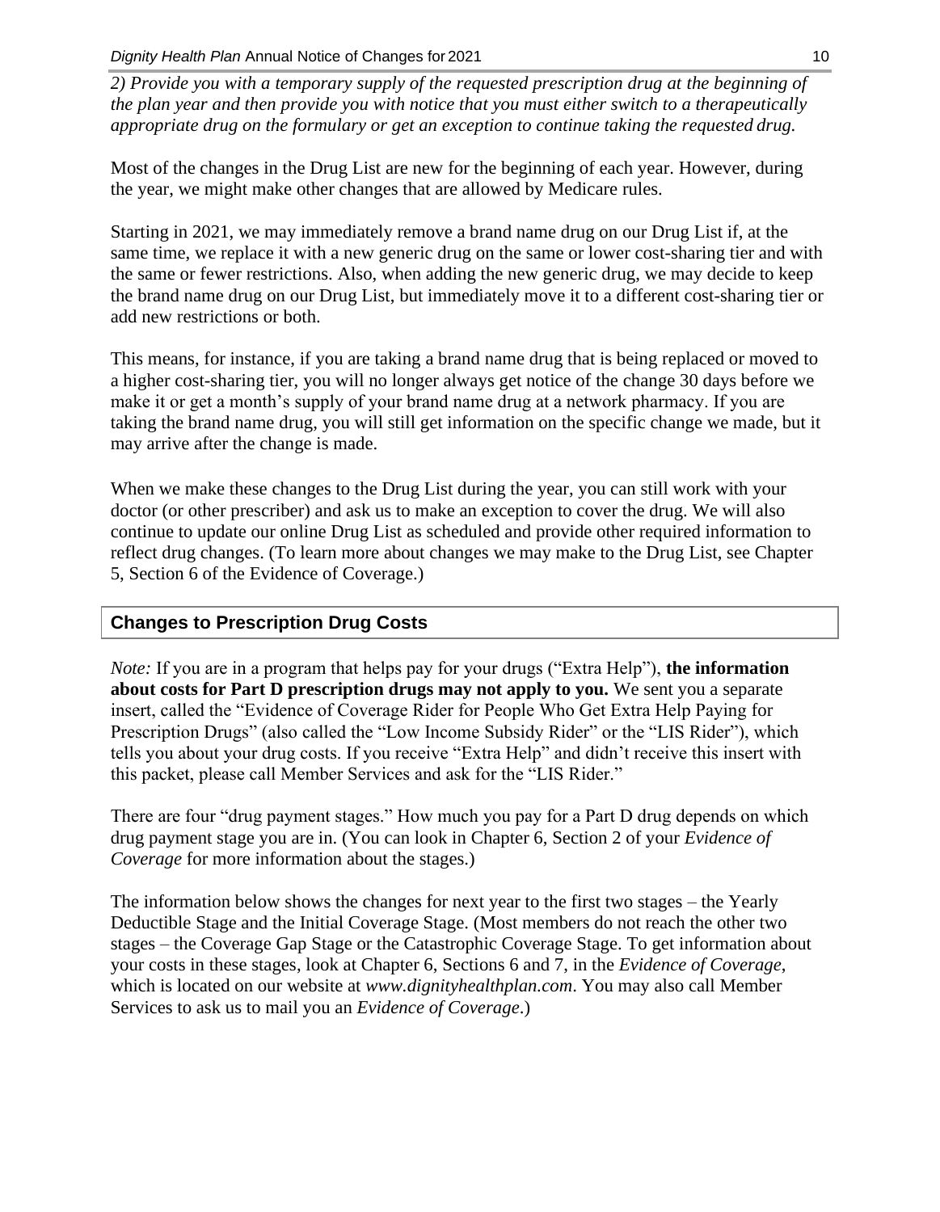*2) Provide you with a temporary supply of the requested prescription drug at the beginning of the plan year and then provide you with notice that you must either switch to a therapeutically appropriate drug on the formulary or get an exception to continue taking the requested drug.*

Most of the changes in the Drug List are new for the beginning of each year. However, during the year, we might make other changes that are allowed by Medicare rules.

Starting in 2021, we may immediately remove a brand name drug on our Drug List if, at the same time, we replace it with a new generic drug on the same or lower cost-sharing tier and with the same or fewer restrictions. Also, when adding the new generic drug, we may decide to keep the brand name drug on our Drug List, but immediately move it to a different cost-sharing tier or add new restrictions or both.

This means, for instance, if you are taking a brand name drug that is being replaced or moved to a higher cost-sharing tier, you will no longer always get notice of the change 30 days before we make it or get a month's supply of your brand name drug at a network pharmacy. If you are taking the brand name drug, you will still get information on the specific change we made, but it may arrive after the change is made.

When we make these changes to the Drug List during the year, you can still work with your doctor (or other prescriber) and ask us to make an exception to cover the drug. We will also continue to update our online Drug List as scheduled and provide other required information to reflect drug changes. (To learn more about changes we may make to the Drug List, see Chapter 5, Section 6 of the Evidence of Coverage.)

### Changes to Prescription Drug Costs

*Note:* If you are in a program that helps pay for your drugs ("Extra Help"), **the information about costs for Part D prescription drugs may not apply to you.** We sent you a separate insert, called the "Evidence of Coverage Rider for People Who Get Extra Help Paying for Prescription Drugs" (also called the "Low Income Subsidy Rider" or the "LIS Rider"), which tells you about your drug costs. If you receive "Extra Help" and didn't receive this insert with this packet, please call Member Services and ask for the "LIS Rider."

There are four "drug payment stages." How much you pay for a Part D drug depends on which drug payment stage you are in. (You can look in Chapter 6, Section 2 of your *Evidence of Coverage* for more information about the stages.)

The information below shows the changes for next year to the first two stages – the Yearly Deductible Stage and the Initial Coverage Stage. (Most members do not reach the other two stages – the Coverage Gap Stage or the Catastrophic Coverage Stage. To get information about your costs in these stages, look at Chapter 6, Sections 6 and 7, in the *Evidence of Coverage*, which is located on our website at *www.dignityhealthplan.com*. You may also call Member Services to ask us to mail you an *Evidence of Coverage*.)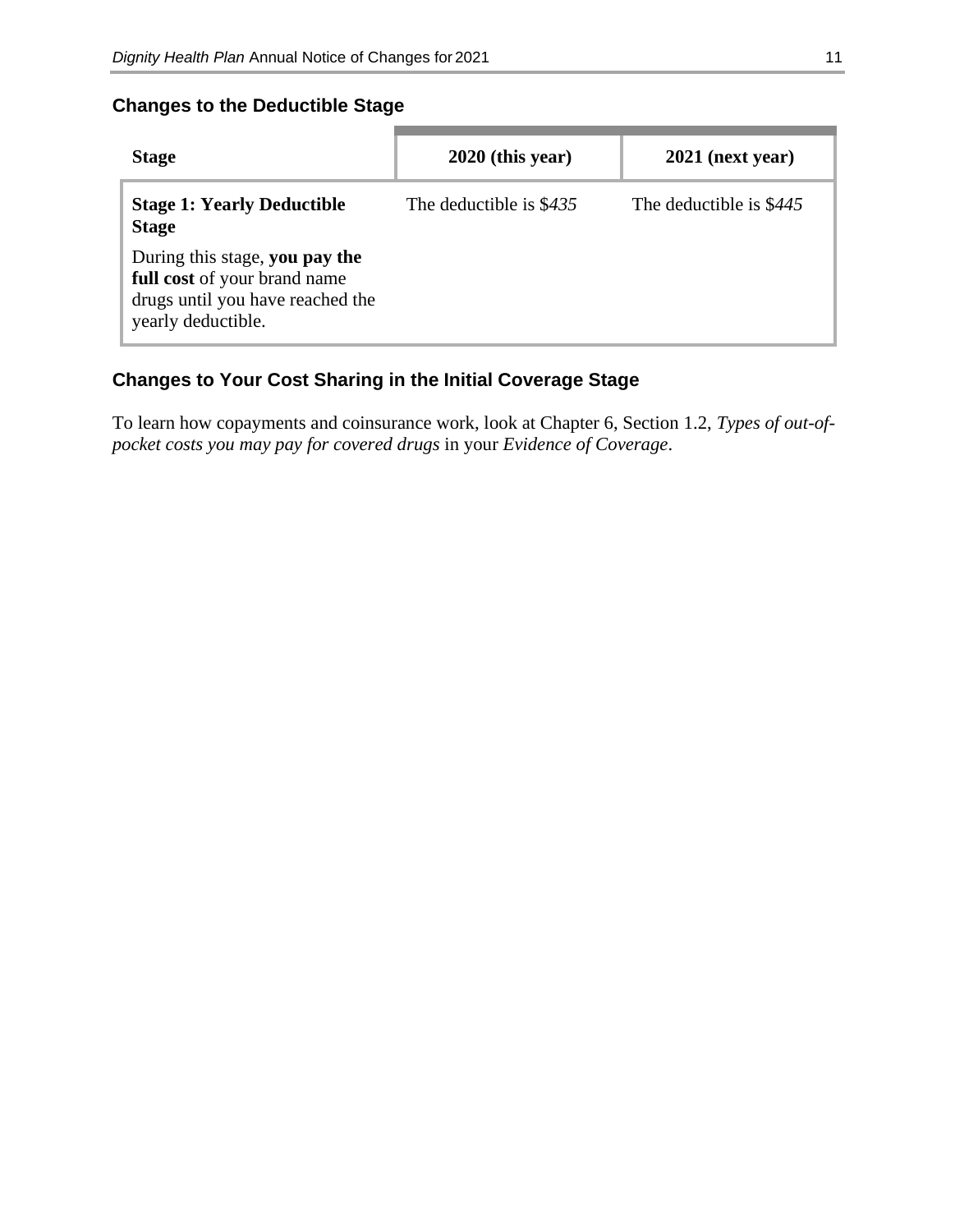### Changes to the Deductible Stage

| Stage | 2020 (this year) | 2021 (next year) |
|---|---|---|
| **Stage 1: Yearly Deductible Stage**<br>During this stage, **you pay the full cost** of your brand name drugs until you have reached the yearly deductible. | The deductible is $*435* | The deductible is $*445* |

### Changes to Your Cost Sharing in the Initial Coverage Stage

To learn how copayments and coinsurance work, look at Chapter 6, Section 1.2, *Types of out-of-pocket costs you may pay for covered drugs* in your *Evidence of Coverage*.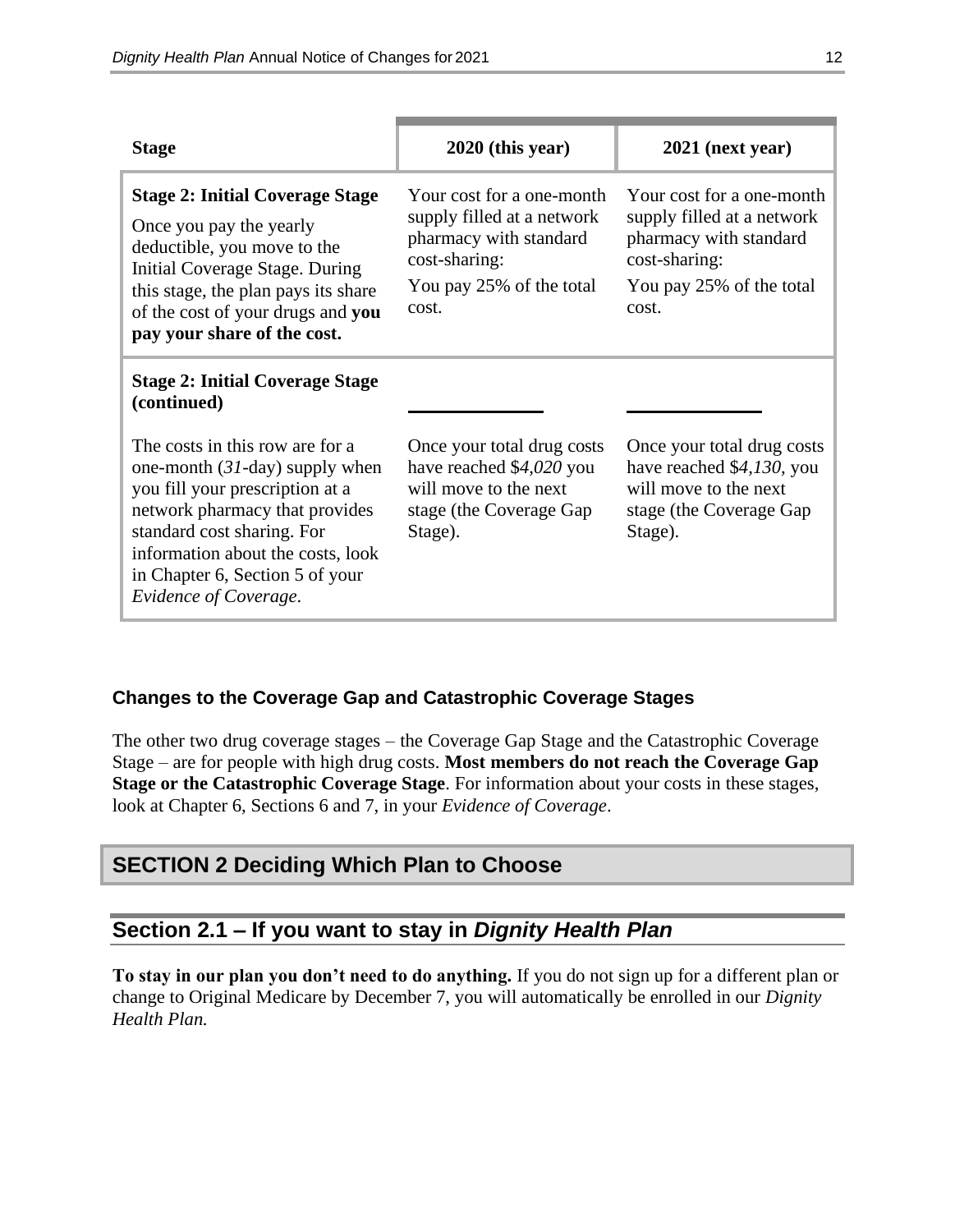| Stage | 2020 (this year) | 2021 (next year) |
|---|---|---|
| **Stage 2: Initial Coverage Stage**<br>Once you pay the yearly deductible, you move to the Initial Coverage Stage. During this stage, the plan pays its share of the cost of your drugs and **you pay your share of the cost.** | Your cost for a one-month supply filled at a network pharmacy with standard cost-sharing:<br>You pay 25% of the total cost. | Your cost for a one-month supply filled at a network pharmacy with standard cost-sharing:<br>You pay 25% of the total cost. |
| **Stage 2: Initial Coverage Stage (continued)**<br>The costs in this row are for a one-month (*31*-day) supply when you fill your prescription at a network pharmacy that provides standard cost sharing. For information about the costs, look in Chapter 6, Section 5 of your *Evidence of Coverage*. | Once your total drug costs have reached $*4,020* you will move to the next stage (the Coverage Gap Stage). | Once your total drug costs have reached $*4,130*, you will move to the next stage (the Coverage Gap Stage). |

#### Changes to the Coverage Gap and Catastrophic Coverage Stages

The other two drug coverage stages – the Coverage Gap Stage and the Catastrophic Coverage Stage – are for people with high drug costs. **Most members do not reach the Coverage Gap Stage or the Catastrophic Coverage Stage**. For information about your costs in these stages, look at Chapter 6, Sections 6 and 7, in your *Evidence of Coverage*.

## SECTION 2 Deciding Which Plan to Choose

### Section 2.1 – If you want to stay in *Dignity Health Plan*

**To stay in our plan you don't need to do anything.** If you do not sign up for a different plan or change to Original Medicare by December 7, you will automatically be enrolled in our *Dignity Health Plan.*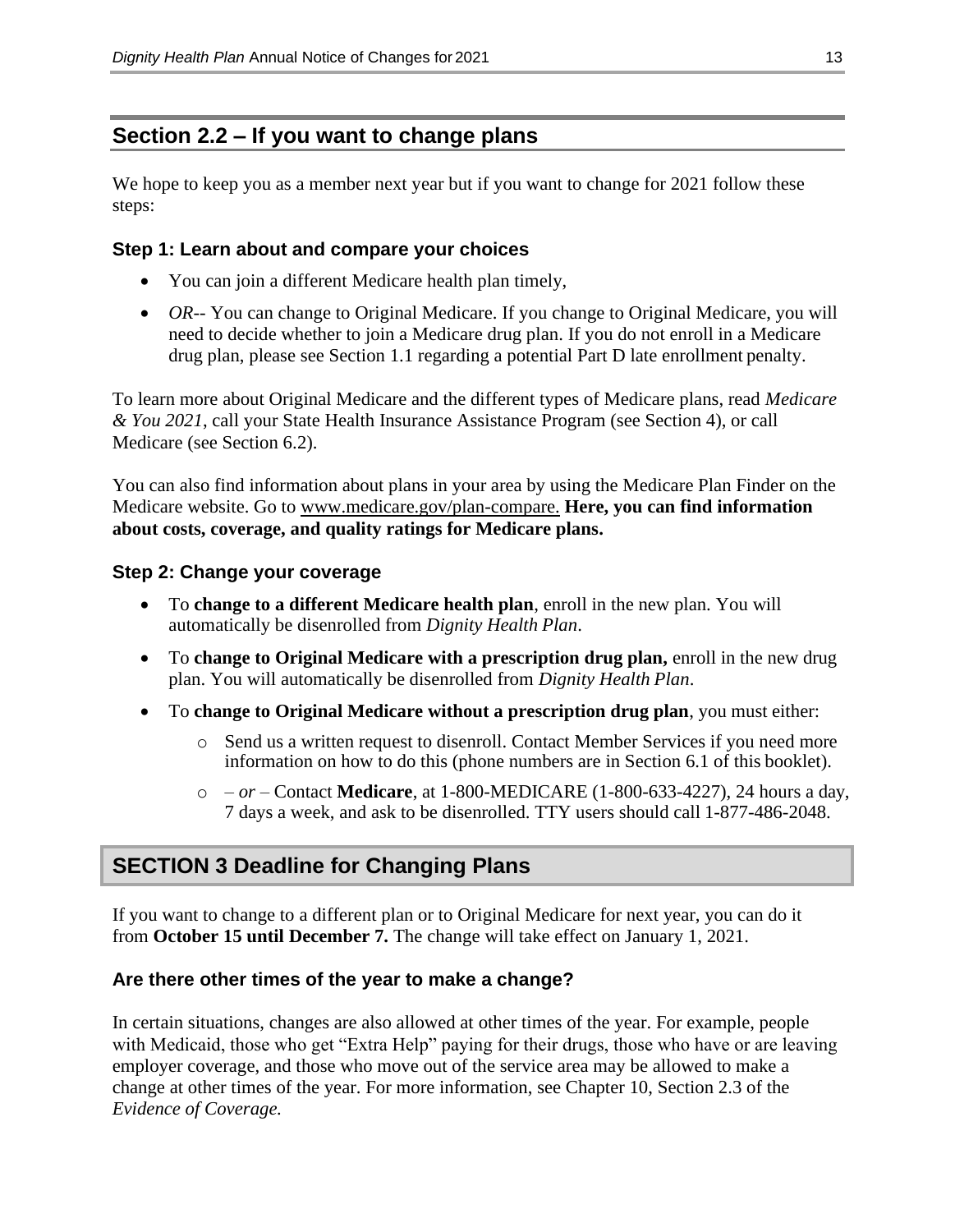## Section 2.2 – If you want to change plans

We hope to keep you as a member next year but if you want to change for 2021 follow these steps:

### Step 1: Learn about and compare your choices

- You can join a different Medicare health plan timely,
- *OR*-- You can change to Original Medicare. If you change to Original Medicare, you will need to decide whether to join a Medicare drug plan. If you do not enroll in a Medicare drug plan, please see Section 1.1 regarding a potential Part D late enrollment penalty.

To learn more about Original Medicare and the different types of Medicare plans, read *Medicare & You 2021*, call your State Health Insurance Assistance Program (see Section 4), or call Medicare (see Section 6.2).

You can also find information about plans in your area by using the Medicare Plan Finder on the Medicare website. Go to www.medicare.gov/plan-compare. **Here, you can find information about costs, coverage, and quality ratings for Medicare plans.**

### Step 2: Change your coverage

- To **change to a different Medicare health plan**, enroll in the new plan. You will automatically be disenrolled from *Dignity Health Plan*.
- To **change to Original Medicare with a prescription drug plan,** enroll in the new drug plan. You will automatically be disenrolled from *Dignity Health Plan*.
- To **change to Original Medicare without a prescription drug plan**, you must either:
  - Send us a written request to disenroll. Contact Member Services if you need more information on how to do this (phone numbers are in Section 6.1 of this booklet).
  - – *or* – Contact **Medicare**, at 1-800-MEDICARE (1-800-633-4227), 24 hours a day, 7 days a week, and ask to be disenrolled. TTY users should call 1-877-486-2048.

## SECTION 3 Deadline for Changing Plans

If you want to change to a different plan or to Original Medicare for next year, you can do it from **October 15 until December 7.** The change will take effect on January 1, 2021.

### Are there other times of the year to make a change?

In certain situations, changes are also allowed at other times of the year. For example, people with Medicaid, those who get "Extra Help" paying for their drugs, those who have or are leaving employer coverage, and those who move out of the service area may be allowed to make a change at other times of the year. For more information, see Chapter 10, Section 2.3 of the *Evidence of Coverage.*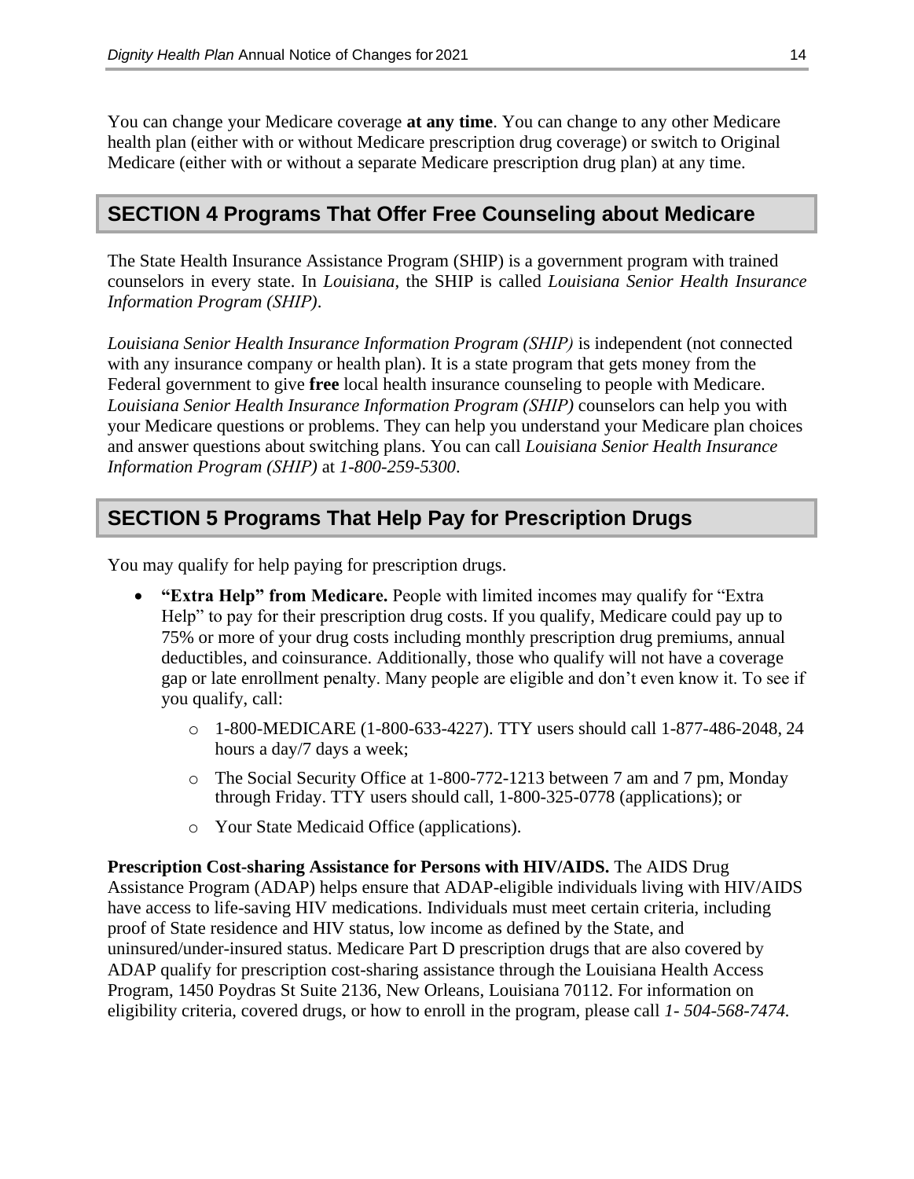You can change your Medicare coverage **at any time**. You can change to any other Medicare health plan (either with or without Medicare prescription drug coverage) or switch to Original Medicare (either with or without a separate Medicare prescription drug plan) at any time.

## SECTION 4 Programs That Offer Free Counseling about Medicare

The State Health Insurance Assistance Program (SHIP) is a government program with trained counselors in every state. In *Louisiana*, the SHIP is called *Louisiana Senior Health Insurance Information Program (SHIP)*.

*Louisiana Senior Health Insurance Information Program (SHIP)* is independent (not connected with any insurance company or health plan). It is a state program that gets money from the Federal government to give **free** local health insurance counseling to people with Medicare. *Louisiana Senior Health Insurance Information Program (SHIP)* counselors can help you with your Medicare questions or problems. They can help you understand your Medicare plan choices and answer questions about switching plans. You can call *Louisiana Senior Health Insurance Information Program (SHIP)* at *1-800-259-5300*.

## SECTION 5 Programs That Help Pay for Prescription Drugs

You may qualify for help paying for prescription drugs.

- **"Extra Help" from Medicare.** People with limited incomes may qualify for "Extra Help" to pay for their prescription drug costs. If you qualify, Medicare could pay up to 75% or more of your drug costs including monthly prescription drug premiums, annual deductibles, and coinsurance. Additionally, those who qualify will not have a coverage gap or late enrollment penalty. Many people are eligible and don't even know it. To see if you qualify, call:
  - 1-800-MEDICARE (1-800-633-4227). TTY users should call 1-877-486-2048, 24 hours a day/7 days a week;
  - The Social Security Office at 1-800-772-1213 between 7 am and 7 pm, Monday through Friday. TTY users should call, 1-800-325-0778 (applications); or
  - Your State Medicaid Office (applications).

**Prescription Cost-sharing Assistance for Persons with HIV/AIDS.** The AIDS Drug Assistance Program (ADAP) helps ensure that ADAP-eligible individuals living with HIV/AIDS have access to life-saving HIV medications. Individuals must meet certain criteria, including proof of State residence and HIV status, low income as defined by the State, and uninsured/under-insured status. Medicare Part D prescription drugs that are also covered by ADAP qualify for prescription cost-sharing assistance through the Louisiana Health Access Program, 1450 Poydras St Suite 2136, New Orleans, Louisiana 70112. For information on eligibility criteria, covered drugs, or how to enroll in the program, please call *1- 504-568-7474.*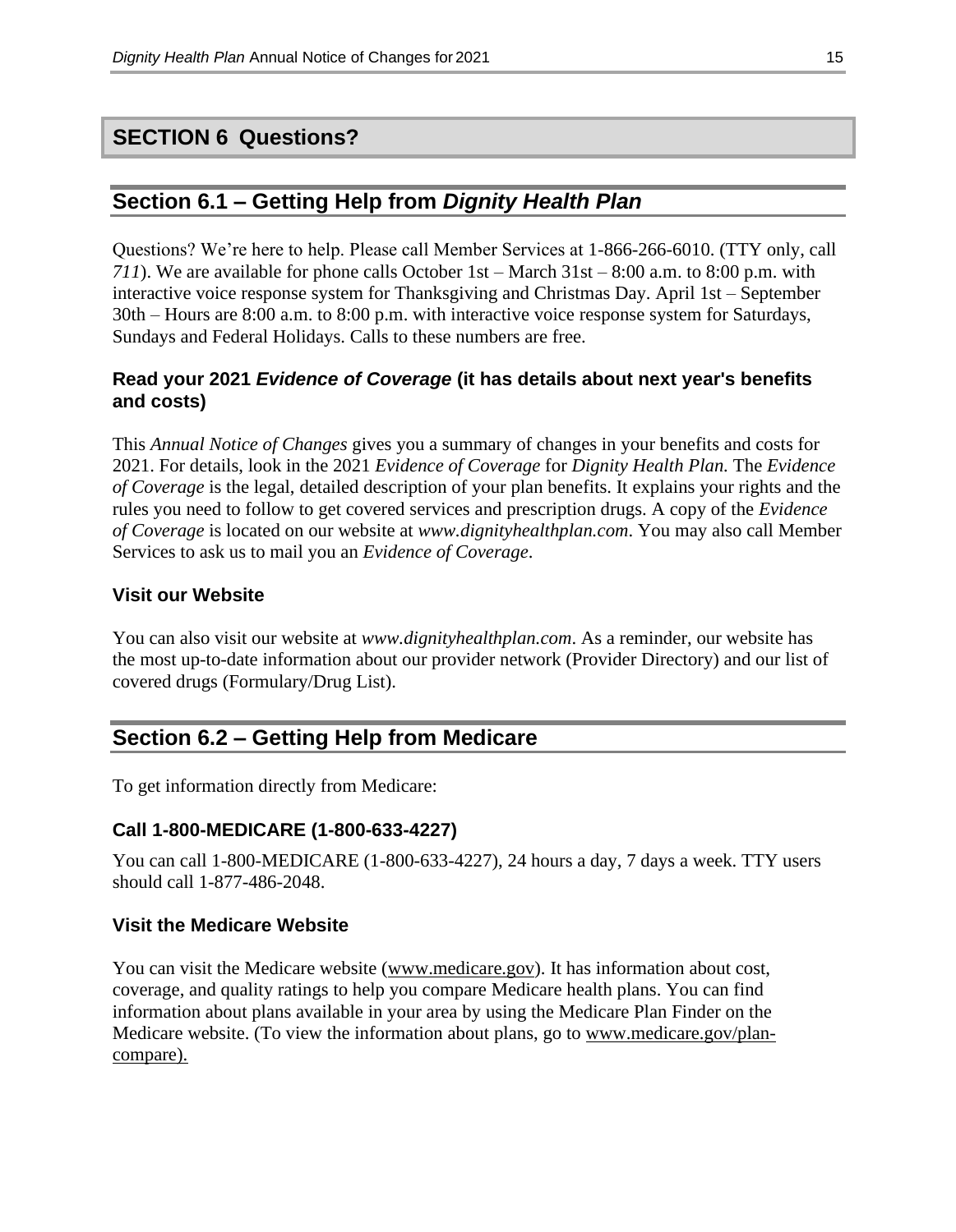# SECTION 6 Questions?

## Section 6.1 – Getting Help from *Dignity Health Plan*

Questions? We're here to help. Please call Member Services at 1-866-266-6010. (TTY only, call *711*). We are available for phone calls October 1st – March 31st – 8:00 a.m. to 8:00 p.m. with interactive voice response system for Thanksgiving and Christmas Day. April 1st – September 30th – Hours are 8:00 a.m. to 8:00 p.m. with interactive voice response system for Saturdays, Sundays and Federal Holidays. Calls to these numbers are free.

### Read your 2021 *Evidence of Coverage* (it has details about next year's benefits and costs)

This *Annual Notice of Changes* gives you a summary of changes in your benefits and costs for 2021. For details, look in the 2021 *Evidence of Coverage* for *Dignity Health Plan.* The *Evidence of Coverage* is the legal, detailed description of your plan benefits. It explains your rights and the rules you need to follow to get covered services and prescription drugs. A copy of the *Evidence of Coverage* is located on our website at *www.dignityhealthplan.com*. You may also call Member Services to ask us to mail you an *Evidence of Coverage*.

### Visit our Website

You can also visit our website at *www.dignityhealthplan.com*. As a reminder, our website has the most up-to-date information about our provider network (Provider Directory) and our list of covered drugs (Formulary/Drug List).

## Section 6.2 – Getting Help from Medicare

To get information directly from Medicare:

### Call 1-800-MEDICARE (1-800-633-4227)

You can call 1-800-MEDICARE (1-800-633-4227), 24 hours a day, 7 days a week. TTY users should call 1-877-486-2048.

### Visit the Medicare Website

You can visit the Medicare website (www.medicare.gov). It has information about cost, coverage, and quality ratings to help you compare Medicare health plans. You can find information about plans available in your area by using the Medicare Plan Finder on the Medicare website. (To view the information about plans, go to www.medicare.gov/plan-compare).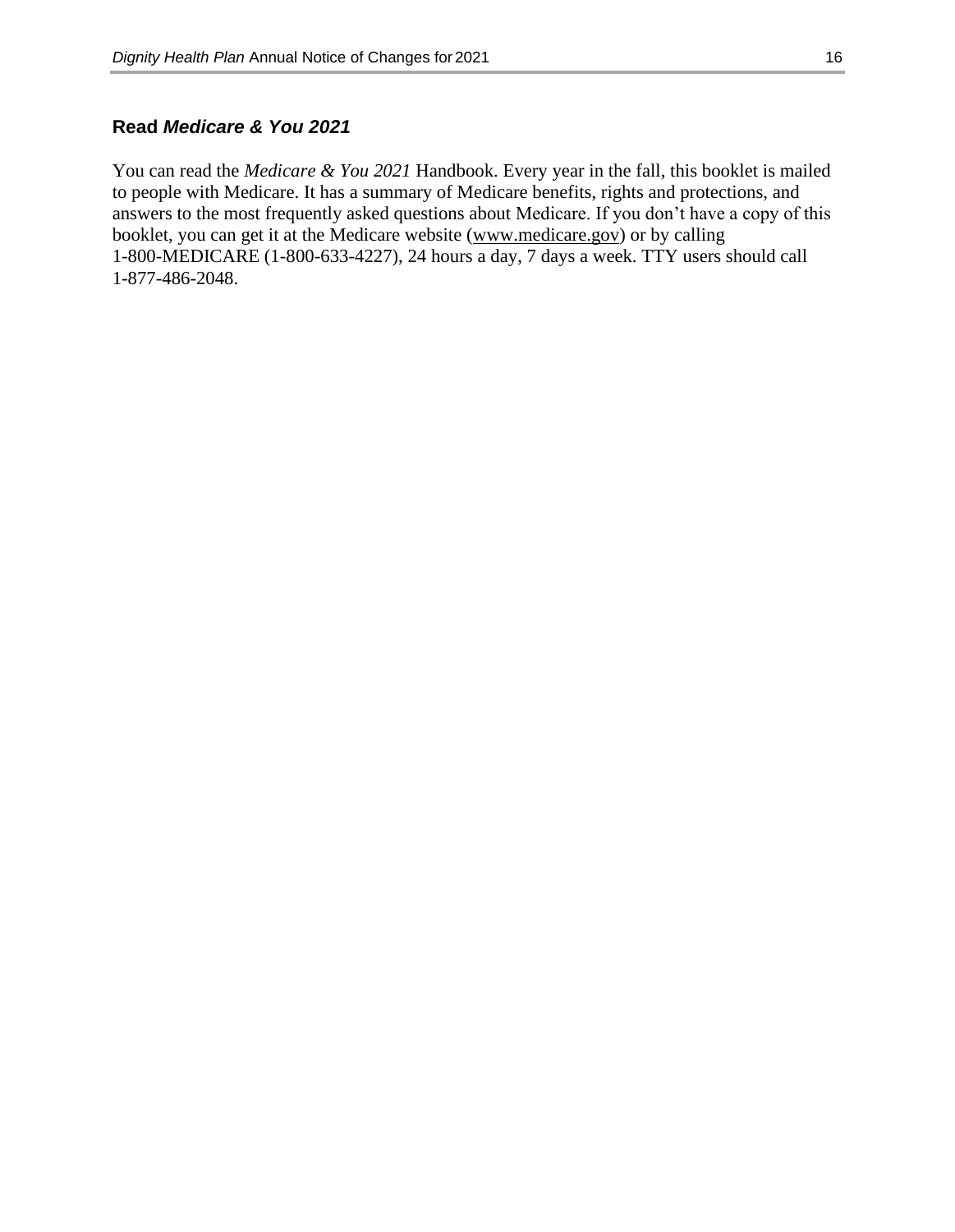### Read *Medicare & You 2021*

You can read the *Medicare & You 2021* Handbook. Every year in the fall, this booklet is mailed to people with Medicare. It has a summary of Medicare benefits, rights and protections, and answers to the most frequently asked questions about Medicare. If you don't have a copy of this booklet, you can get it at the Medicare website (www.medicare.gov) or by calling 1-800-MEDICARE (1-800-633-4227), 24 hours a day, 7 days a week. TTY users should call 1-877-486-2048.